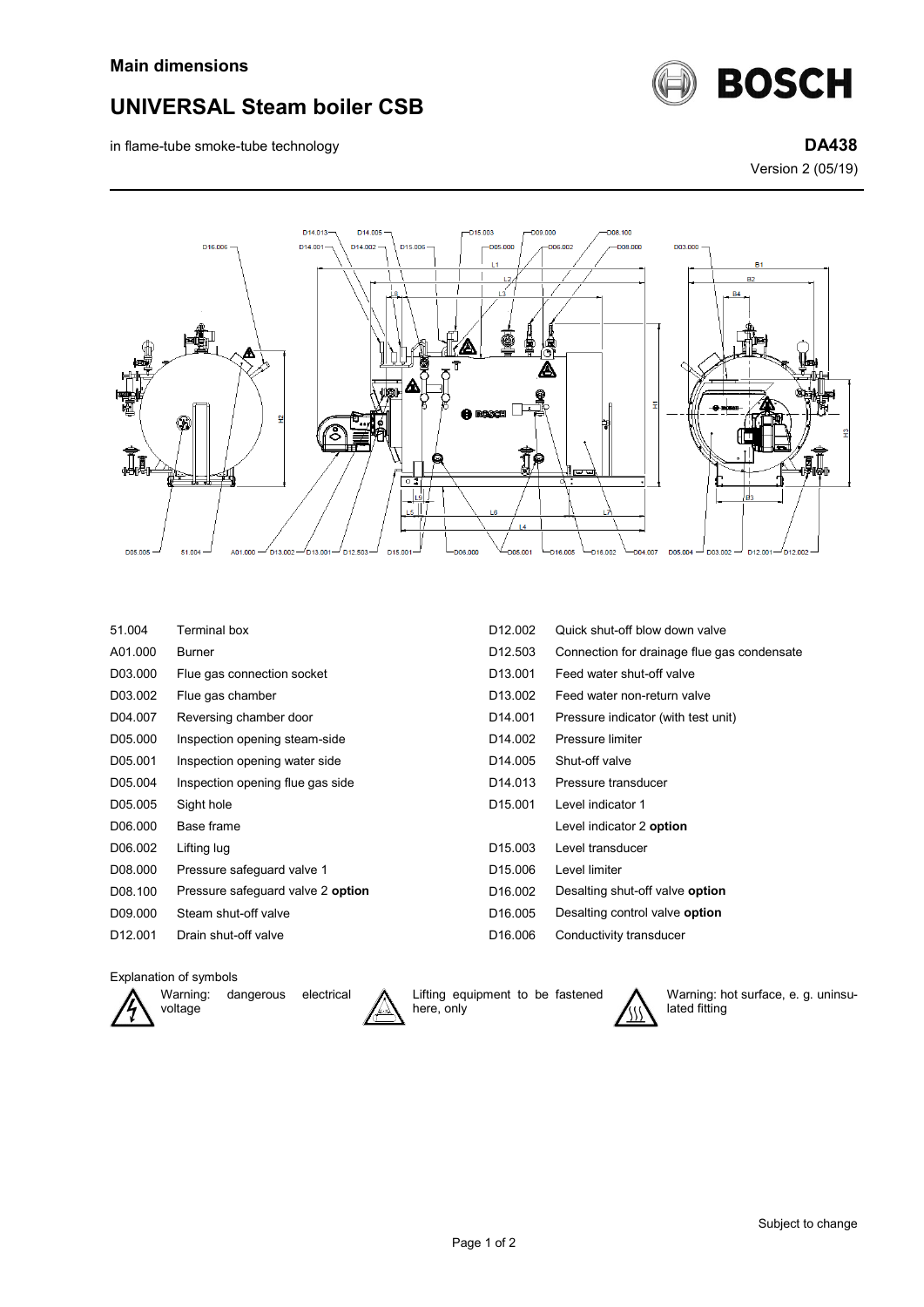## Main dimensions

# UNIVERSAL Steam boiler CSB

in flame-tube smoke-tube technology

**DA438**

Version 2 (05/19)

| | | | |
|---|---|---|---|
| 51.004 | Terminal box | D12.002 | Quick shut-off blow down valve |
| A01.000 | Burner | D12.503 | Connection for drainage flue gas condensate |
| D03.000 | Flue gas connection socket | D13.001 | Feed water shut-off valve |
| D03.002 | Flue gas chamber | D13.002 | Feed water non-return valve |
| D04.007 | Reversing chamber door | D14.001 | Pressure indicator (with test unit) |
| D05.000 | Inspection opening steam-side | D14.002 | Pressure limiter |
| D05.001 | Inspection opening water side | D14.005 | Shut-off valve |
| D05.004 | Inspection opening flue gas side | D14.013 | Pressure transducer |
| D05.005 | Sight hole | D15.001 | Level indicator 1 |
| D06.000 | Base frame | | Level indicator 2 **option** |
| D06.002 | Lifting lug | D15.003 | Level transducer |
| D08.000 | Pressure safeguard valve 1 | D15.006 | Level limiter |
| D08.100 | Pressure safeguard valve 2 **option** | D16.002 | Desalting shut-off valve **option** |
| D09.000 | Steam shut-off valve | D16.005 | Desalting control valve **option** |
| D12.001 | Drain shut-off valve | D16.006 | Conductivity transducer |

Explanation of symbols

- Warning: dangerous electrical voltage
- Lifting equipment to be fastened here, only
- Warning: hot surface, e. g. uninsulated fitting

Subject to change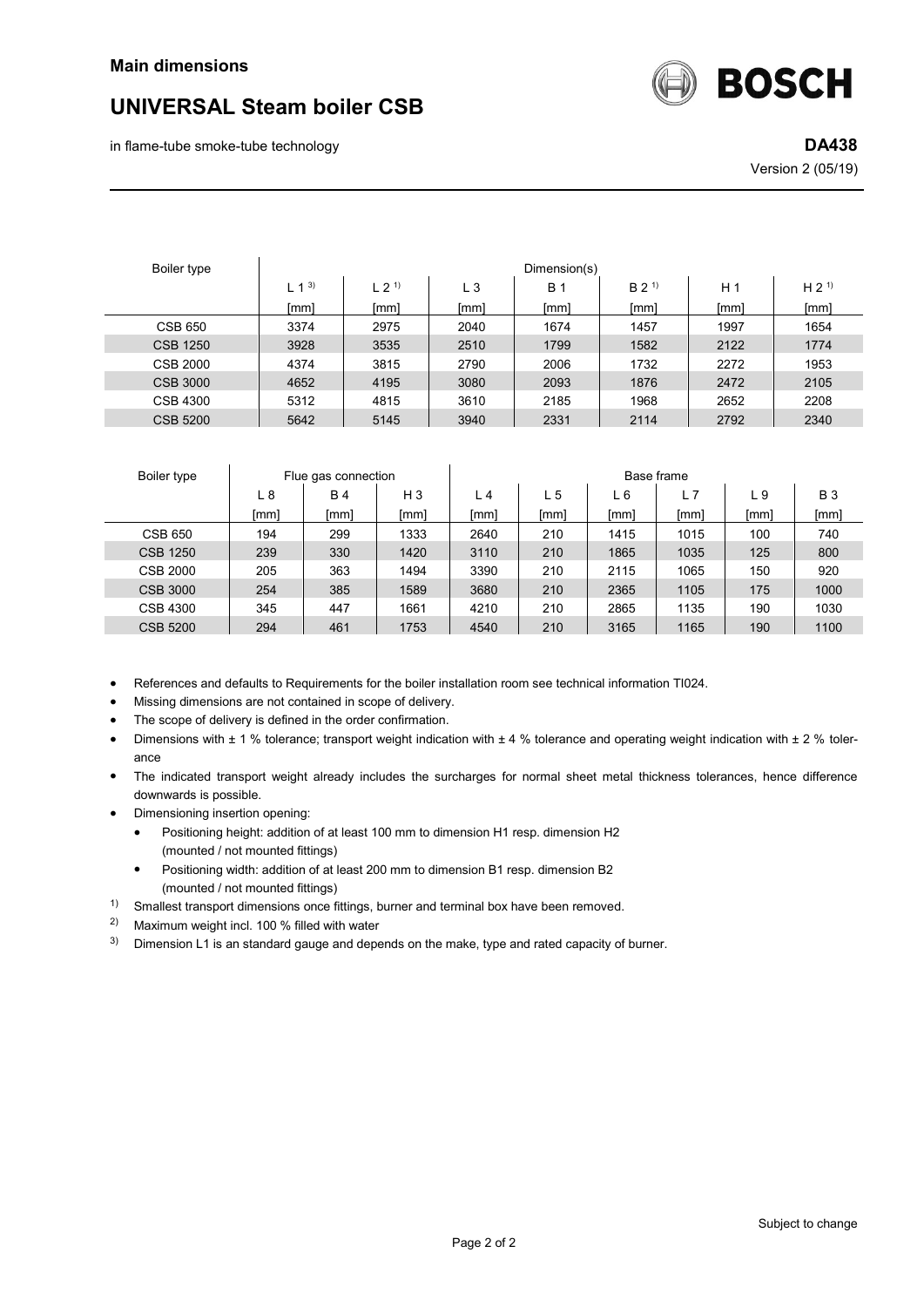**Main dimensions**

# UNIVERSAL Steam boiler CSB

in flame-tube smoke-tube technology

**DA438**

Version 2 (05/19)

| Boiler type | Dimension(s) | | | | | | |
|---|---|---|---|---|---|---|---|
| | L 1 [3] | L 2 [1] | L 3 | B 1 | B 2 [1] | H 1 | H 2 [1] |
| | [mm] | [mm] | [mm] | [mm] | [mm] | [mm] | [mm] |
| CSB 650 | 3374 | 2975 | 2040 | 1674 | 1457 | 1997 | 1654 |
| CSB 1250 | 3928 | 3535 | 2510 | 1799 | 1582 | 2122 | 1774 |
| CSB 2000 | 4374 | 3815 | 2790 | 2006 | 1732 | 2272 | 1953 |
| CSB 3000 | 4652 | 4195 | 3080 | 2093 | 1876 | 2472 | 2105 |
| CSB 4300 | 5312 | 4815 | 3610 | 2185 | 1968 | 2652 | 2208 |
| CSB 5200 | 5642 | 5145 | 3940 | 2331 | 2114 | 2792 | 2340 |

| Boiler type | Flue gas connection | | | Base frame | | | | | |
|---|---|---|---|---|---|---|---|---|---|
| | L 8 | B 4 | H 3 | L 4 | L 5 | L 6 | L 7 | L 9 | B 3 |
| | [mm] | [mm] | [mm] | [mm] | [mm] | [mm] | [mm] | [mm] | [mm] |
| CSB 650 | 194 | 299 | 1333 | 2640 | 210 | 1415 | 1015 | 100 | 740 |
| CSB 1250 | 239 | 330 | 1420 | 3110 | 210 | 1865 | 1035 | 125 | 800 |
| CSB 2000 | 205 | 363 | 1494 | 3390 | 210 | 2115 | 1065 | 150 | 920 |
| CSB 3000 | 254 | 385 | 1589 | 3680 | 210 | 2365 | 1105 | 175 | 1000 |
| CSB 4300 | 345 | 447 | 1661 | 4210 | 210 | 2865 | 1135 | 190 | 1030 |
| CSB 5200 | 294 | 461 | 1753 | 4540 | 210 | 3165 | 1165 | 190 | 1100 |

- References and defaults to Requirements for the boiler installation room see technical information TI024.
- Missing dimensions are not contained in scope of delivery.
- The scope of delivery is defined in the order confirmation.
- Dimensions with ± 1 % tolerance; transport weight indication with ± 4 % tolerance and operating weight indication with ± 2 % tolerance
- The indicated transport weight already includes the surcharges for normal sheet metal thickness tolerances, hence difference downwards is possible.
- Dimensioning insertion opening:
  - Positioning height: addition of at least 100 mm to dimension H1 resp. dimension H2 (mounted / not mounted fittings)
  - Positioning width: addition of at least 200 mm to dimension B1 resp. dimension B2 (mounted / not mounted fittings)

[1] Smallest transport dimensions once fittings, burner and terminal box have been removed.

[2] Maximum weight incl. 100 % filled with water

[3] Dimension L1 is an standard gauge and depends on the make, type and rated capacity of burner.

Subject to change